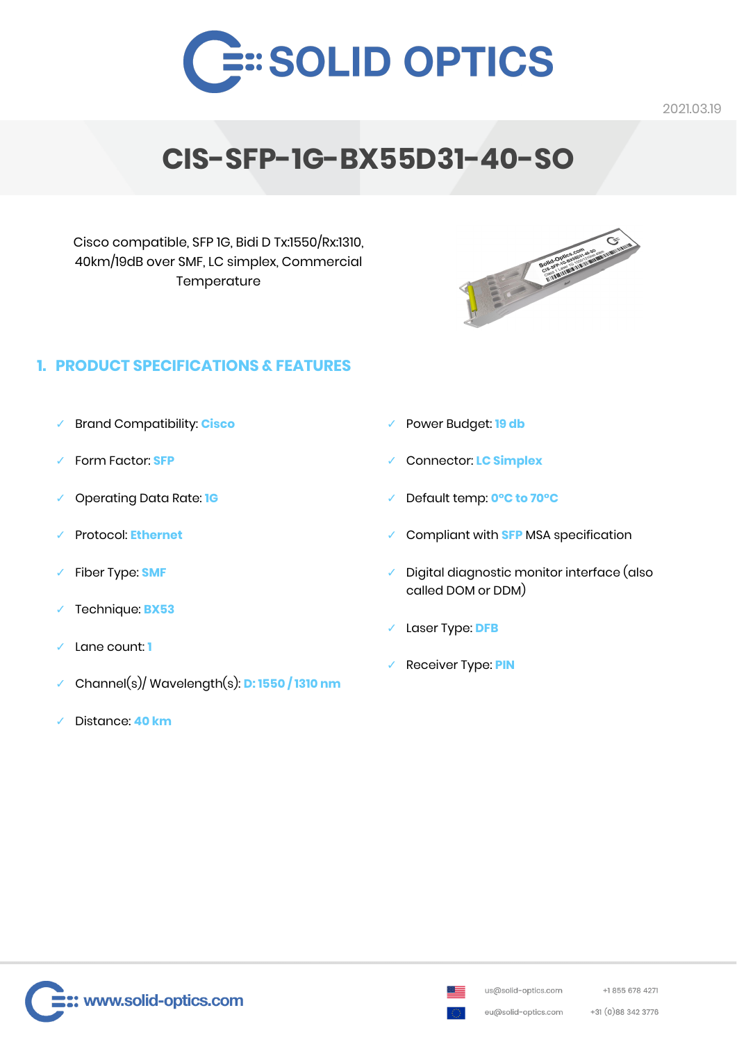# SOLID OPTICS

2021.03.19

# CIS-SFP-1G-BX55D31-40-SO

Cisco compatible, SFP 1G, Bidi D Tx:1550/Rx:1310, 40km/19dB over SMF, LC simplex, Commercial Temperature

## 1. PRODUCT SPECIFICATIONS & FEATURES

- ✓ Brand Compatibility: **Cisco**
- ✓ Form Factor: **SFP**
- ✓ Operating Data Rate: **1G**
- ✓ Protocol: **Ethernet**
- ✓ Fiber Type: **SMF**
- ✓ Technique: **BX53**
- ✓ Lane count: **1**
- ✓ Channel(s)/ Wavelength(s): **D: 1550 / 1310 nm**
- ✓ Distance: **40 km**
- ✓ Power Budget: **19 db**
- ✓ Connector: **LC Simplex**
- ✓ Default temp: **0°C to 70°C**
- ✓ Compliant with **SFP** MSA specification
- ✓ Digital diagnostic monitor interface (also called DOM or DDM)
- ✓ Laser Type: **DFB**
- ✓ Receiver Type: **PIN**

www.solid-optics.com

us@solid-optics.com +1 855 678 4271

eu@solid-optics.com +31 (0)88 342 3776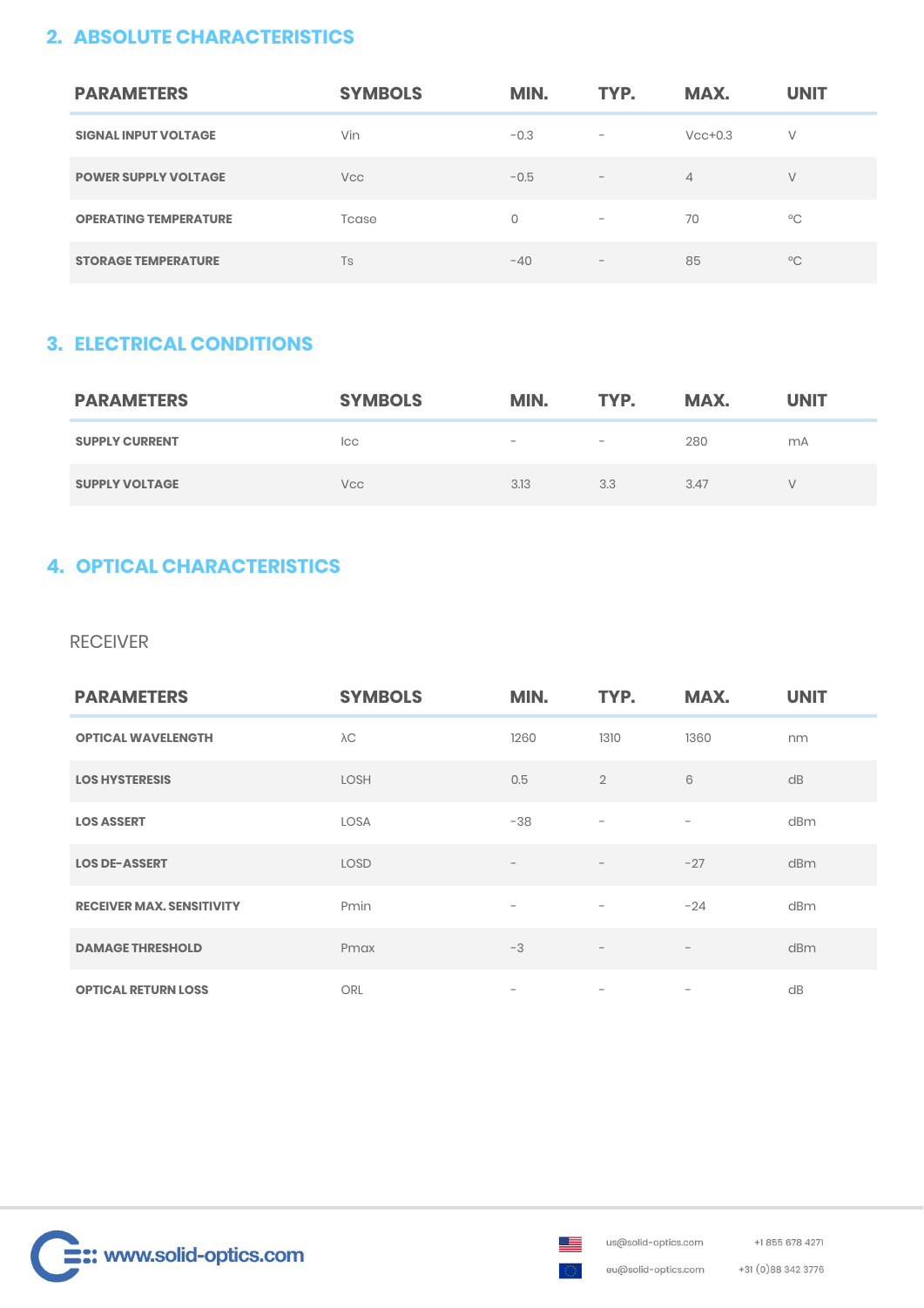## 2. ABSOLUTE CHARACTERISTICS

| PARAMETERS | SYMBOLS | MIN. | TYP. | MAX. | UNIT |
|---|---|---|---|---|---|
| SIGNAL INPUT VOLTAGE | Vin | -0.3 | - | Vcc+0.3 | V |
| POWER SUPPLY VOLTAGE | Vcc | -0.5 | - | 4 | V |
| OPERATING TEMPERATURE | Tcase | 0 | - | 70 | ºC |
| STORAGE TEMPERATURE | Ts | -40 | - | 85 | ºC |

## 3. ELECTRICAL CONDITIONS

| PARAMETERS | SYMBOLS | MIN. | TYP. | MAX. | UNIT |
|---|---|---|---|---|---|
| SUPPLY CURRENT | Icc | - | - | 280 | mA |
| SUPPLY VOLTAGE | Vcc | 3.13 | 3.3 | 3.47 | V |

## 4. OPTICAL CHARACTERISTICS

RECEIVER

| PARAMETERS | SYMBOLS | MIN. | TYP. | MAX. | UNIT |
|---|---|---|---|---|---|
| OPTICAL WAVELENGTH | λC | 1260 | 1310 | 1360 | nm |
| LOS HYSTERESIS | LOSH | 0.5 | 2 | 6 | dB |
| LOS ASSERT | LOSA | -38 | - | - | dBm |
| LOS DE-ASSERT | LOSD | - | - | -27 | dBm |
| RECEIVER MAX. SENSITIVITY | Pmin | - | - | -24 | dBm |
| DAMAGE THRESHOLD | Pmax | -3 | - | - | dBm |
| OPTICAL RETURN LOSS | ORL | - | - | - | dB |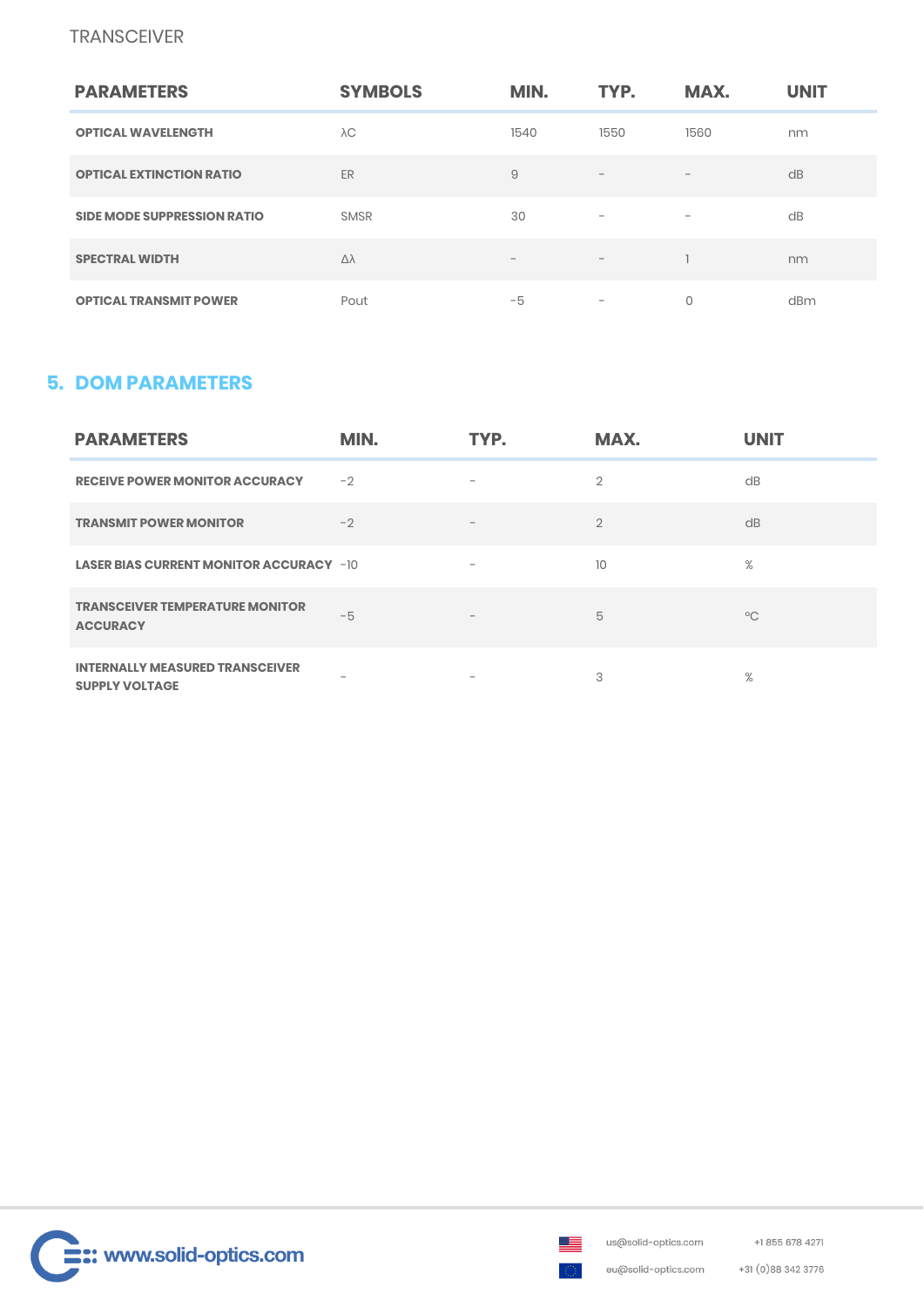TRANSCEIVER

| PARAMETERS | SYMBOLS | MIN. | TYP. | MAX. | UNIT |
|---|---|---|---|---|---|
| **OPTICAL WAVELENGTH** | λC | 1540 | 1550 | 1560 | nm |
| **OPTICAL EXTINCTION RATIO** | ER | 9 | - | - | dB |
| **SIDE MODE SUPPRESSION RATIO** | SMSR | 30 | - | - | dB |
| **SPECTRAL WIDTH** | Δλ | - | - | 1 | nm |
| **OPTICAL TRANSMIT POWER** | Pout | -5 | - | 0 | dBm |

## 5. DOM PARAMETERS

| PARAMETERS | MIN. | TYP. | MAX. | UNIT |
|---|---|---|---|---|
| **RECEIVE POWER MONITOR ACCURACY** | -2 | - | 2 | dB |
| **TRANSMIT POWER MONITOR** | -2 | - | 2 | dB |
| **LASER BIAS CURRENT MONITOR ACCURACY** | -10 | - | 10 | % |
| **TRANSCEIVER TEMPERATURE MONITOR ACCURACY** | -5 | - | 5 | °C |
| **INTERNALLY MEASURED TRANSCEIVER SUPPLY VOLTAGE** | - | - | 3 | % |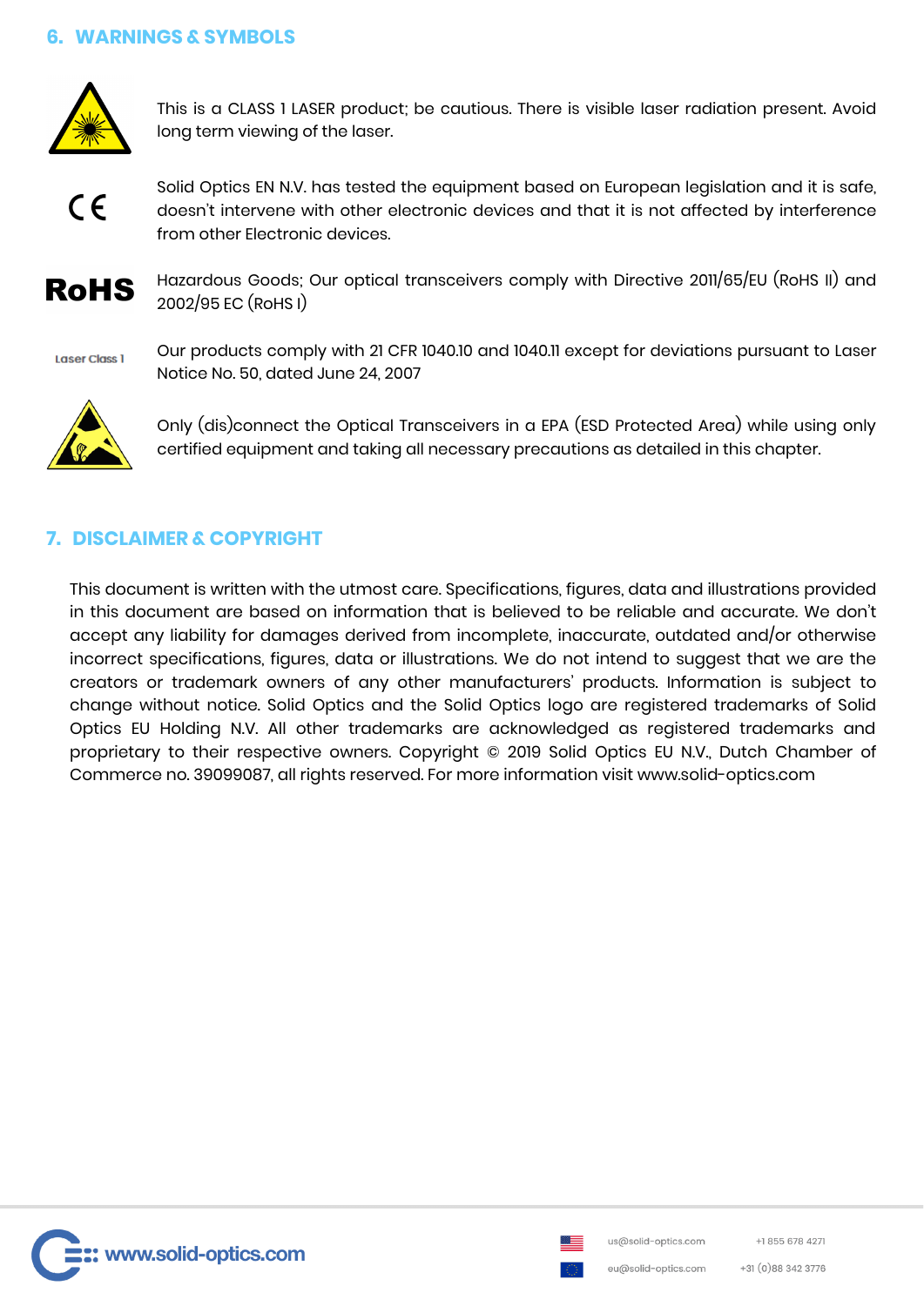## 6. WARNINGS & SYMBOLS

This is a CLASS 1 LASER product; be cautious. There is visible laser radiation present. Avoid long term viewing of the laser.

CE

Solid Optics EN N.V. has tested the equipment based on European legislation and it is safe, doesn't intervene with other electronic devices and that it is not affected by interference from other Electronic devices.

**RoHS**

Hazardous Goods; Our optical transceivers comply with Directive 2011/65/EU (RoHS II) and 2002/95 EC (RoHS I)

Laser Class 1

Our products comply with 21 CFR 1040.10 and 1040.11 except for deviations pursuant to Laser Notice No. 50, dated June 24, 2007

Only (dis)connect the Optical Transceivers in a EPA (ESD Protected Area) while using only certified equipment and taking all necessary precautions as detailed in this chapter.

## 7. DISCLAIMER & COPYRIGHT

This document is written with the utmost care. Specifications, figures, data and illustrations provided in this document are based on information that is believed to be reliable and accurate. We don't accept any liability for damages derived from incomplete, inaccurate, outdated and/or otherwise incorrect specifications, figures, data or illustrations. We do not intend to suggest that we are the creators or trademark owners of any other manufacturers' products. Information is subject to change without notice. Solid Optics and the Solid Optics logo are registered trademarks of Solid Optics EU Holding N.V. All other trademarks are acknowledged as registered trademarks and proprietary to their respective owners. Copyright © 2019 Solid Optics EU N.V., Dutch Chamber of Commerce no. 39099087, all rights reserved. For more information visit www.solid-optics.com